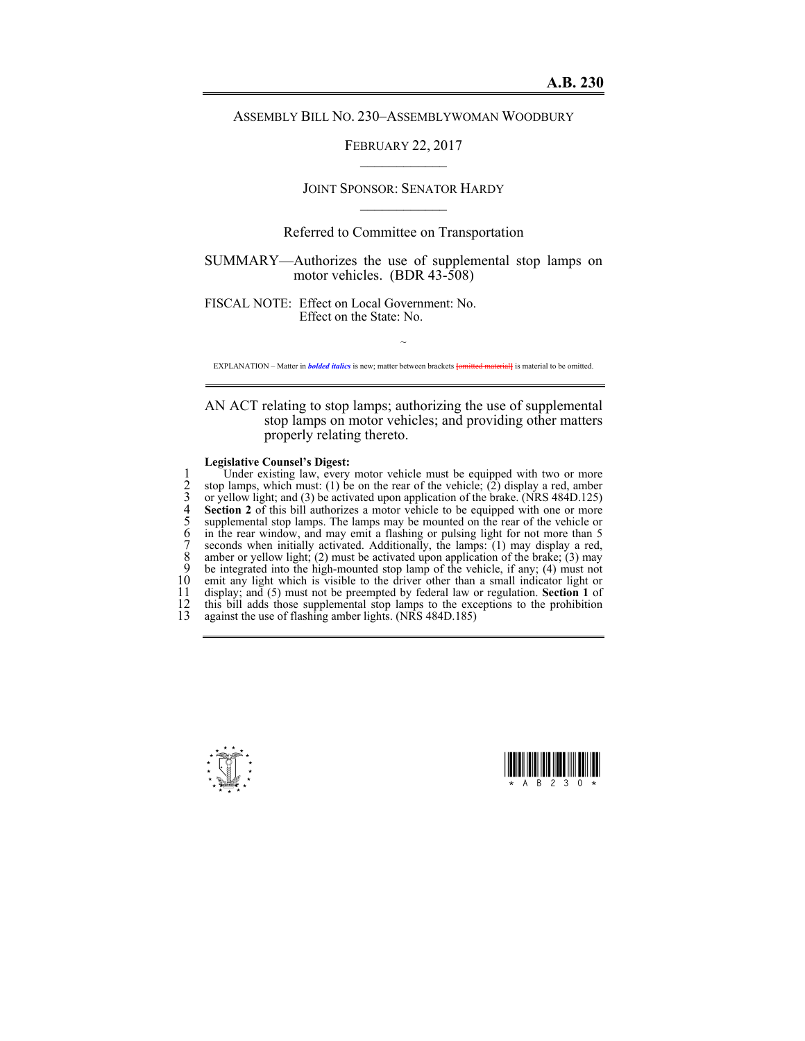**A.B. 230**

ASSEMBLY BILL NO. 230–ASSEMBLYWOMAN WOODBURY

FEBRUARY 22, 2017

JOINT SPONSOR: SENATOR HARDY

Referred to Committee on Transportation

SUMMARY—Authorizes the use of supplemental stop lamps on motor vehicles. (BDR 43-508)

FISCAL NOTE: Effect on Local Government: No.
Effect on the State: No.

~

EXPLANATION – Matter in ***bolded italics*** is new; matter between brackets ~~[omitted material]~~ is material to be omitted.

AN ACT relating to stop lamps; authorizing the use of supplemental stop lamps on motor vehicles; and providing other matters properly relating thereto.

**Legislative Counsel's Digest:**

1 Under existing law, every motor vehicle must be equipped with two or more
2 stop lamps, which must: (1) be on the rear of the vehicle; (2) display a red, amber
3 or yellow light; and (3) be activated upon application of the brake. (NRS 484D.125)
4 **Section 2** of this bill authorizes a motor vehicle to be equipped with one or more
5 supplemental stop lamps. The lamps may be mounted on the rear of the vehicle or
6 in the rear window, and may emit a flashing or pulsing light for not more than 5
7 seconds when initially activated. Additionally, the lamps: (1) may display a red,
8 amber or yellow light; (2) must be activated upon application of the brake; (3) may
9 be integrated into the high-mounted stop lamp of the vehicle, if any; (4) must not
10 emit any light which is visible to the driver other than a small indicator light or
11 display; and (5) must not be preempted by federal law or regulation. **Section 1** of
12 this bill adds those supplemental stop lamps to the exceptions to the prohibition
13 against the use of flashing amber lights. (NRS 484D.185)

\* A B 2 3 0 \*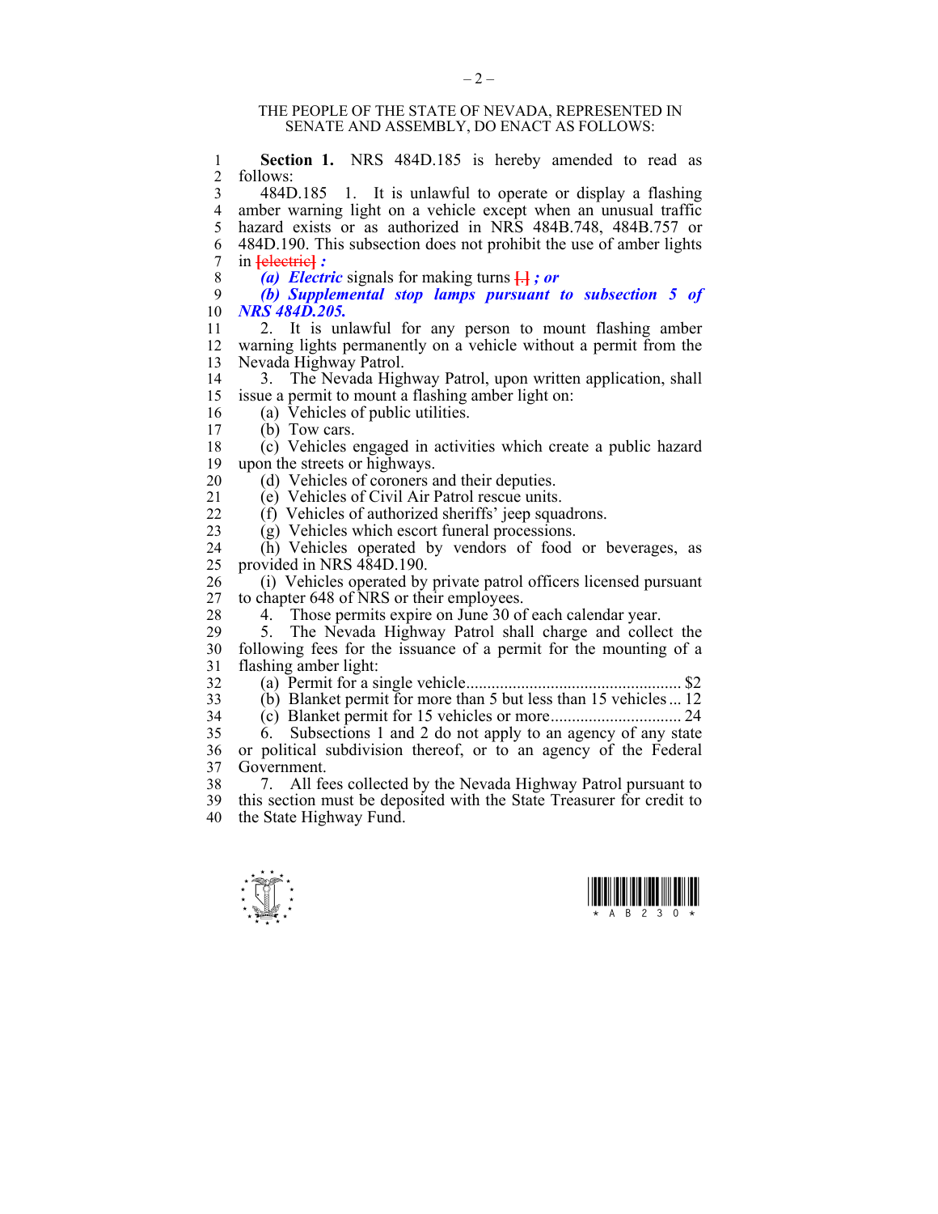THE PEOPLE OF THE STATE OF NEVADA, REPRESENTED IN SENATE AND ASSEMBLY, DO ENACT AS FOLLOWS:

**Section 1.** NRS 484D.185 is hereby amended to read as follows:

484D.185 1. It is unlawful to operate or display a flashing amber warning light on a vehicle except when an unusual traffic hazard exists or as authorized in NRS 484B.748, 484B.757 or 484D.190. This subsection does not prohibit the use of amber lights in [electric] ***:***

***(a) Electric*** signals for making turns [.] ***; or***

***(b) Supplemental stop lamps pursuant to subsection 5 of NRS 484D.205.***

2. It is unlawful for any person to mount flashing amber warning lights permanently on a vehicle without a permit from the Nevada Highway Patrol.

3. The Nevada Highway Patrol, upon written application, shall issue a permit to mount a flashing amber light on:

(a) Vehicles of public utilities.

(b) Tow cars.

(c) Vehicles engaged in activities which create a public hazard upon the streets or highways.

(d) Vehicles of coroners and their deputies.

(e) Vehicles of Civil Air Patrol rescue units.

(f) Vehicles of authorized sheriffs' jeep squadrons.

(g) Vehicles which escort funeral processions.

(h) Vehicles operated by vendors of food or beverages, as provided in NRS 484D.190.

(i) Vehicles operated by private patrol officers licensed pursuant to chapter 648 of NRS or their employees.

4. Those permits expire on June 30 of each calendar year.

5. The Nevada Highway Patrol shall charge and collect the following fees for the issuance of a permit for the mounting of a flashing amber light:

(a) Permit for a single vehicle.................................................. $2

(b) Blanket permit for more than 5 but less than 15 vehicles ... 12

(c) Blanket permit for 15 vehicles or more.............................. 24

6. Subsections 1 and 2 do not apply to an agency of any state or political subdivision thereof, or to an agency of the Federal Government.

7. All fees collected by the Nevada Highway Patrol pursuant to this section must be deposited with the State Treasurer for credit to the State Highway Fund.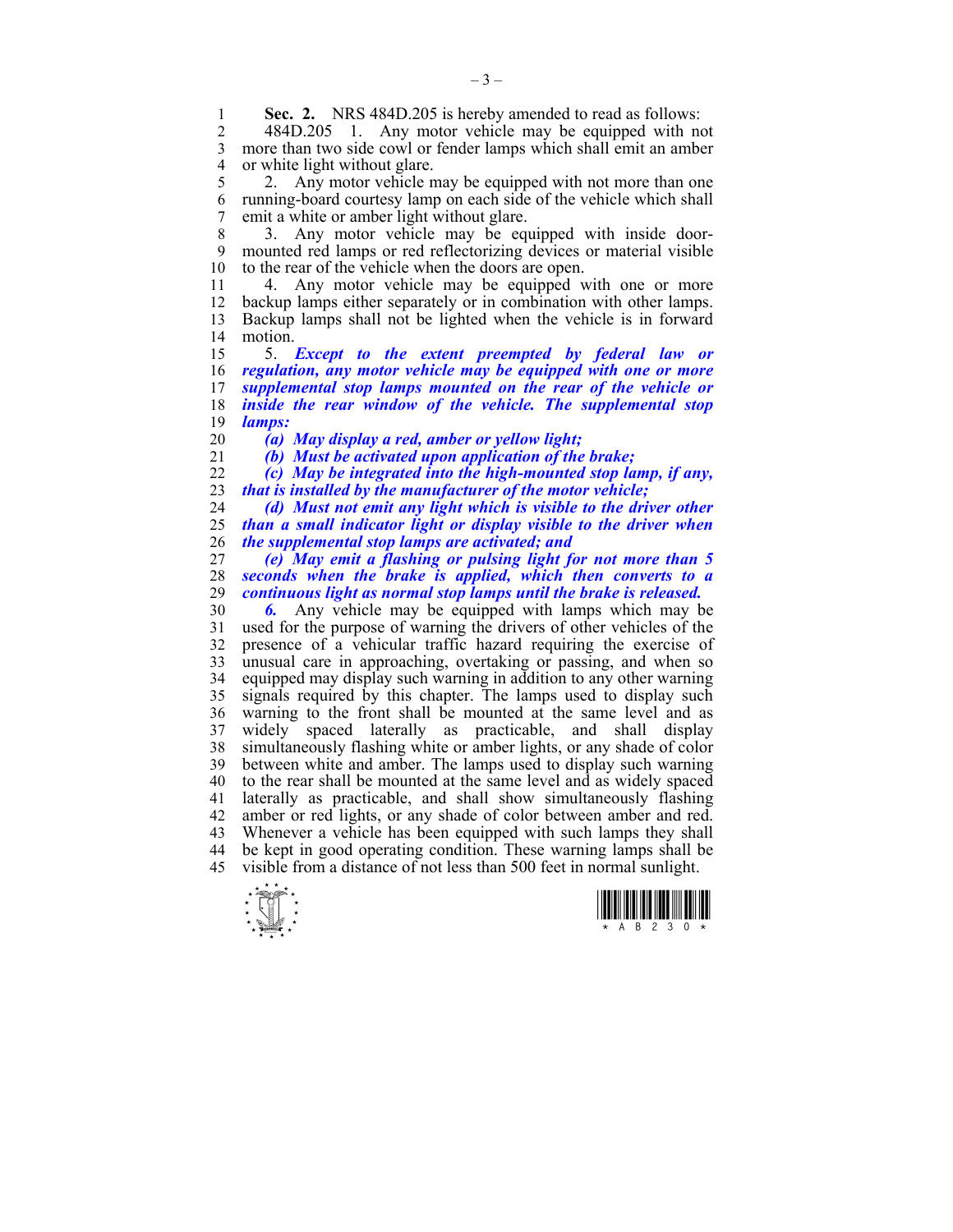**Sec. 2.** NRS 484D.205 is hereby amended to read as follows:

484D.205 1. Any motor vehicle may be equipped with not more than two side cowl or fender lamps which shall emit an amber or white light without glare.

2. Any motor vehicle may be equipped with not more than one running-board courtesy lamp on each side of the vehicle which shall emit a white or amber light without glare.

3. Any motor vehicle may be equipped with inside door-mounted red lamps or red reflectorizing devices or material visible to the rear of the vehicle when the doors are open.

4. Any motor vehicle may be equipped with one or more backup lamps either separately or in combination with other lamps. Backup lamps shall not be lighted when the vehicle is in forward motion.

5. ***Except to the extent preempted by federal law or regulation, any motor vehicle may be equipped with one or more supplemental stop lamps mounted on the rear of the vehicle or inside the rear window of the vehicle. The supplemental stop lamps:***

***(a) May display a red, amber or yellow light;***

***(b) Must be activated upon application of the brake;***

***(c) May be integrated into the high-mounted stop lamp, if any, that is installed by the manufacturer of the motor vehicle;***

***(d) Must not emit any light which is visible to the driver other than a small indicator light or display visible to the driver when the supplemental stop lamps are activated; and***

***(e) May emit a flashing or pulsing light for not more than 5 seconds when the brake is applied, which then converts to a continuous light as normal stop lamps until the brake is released.***

***6.*** Any vehicle may be equipped with lamps which may be used for the purpose of warning the drivers of other vehicles of the presence of a vehicular traffic hazard requiring the exercise of unusual care in approaching, overtaking or passing, and when so equipped may display such warning in addition to any other warning signals required by this chapter. The lamps used to display such warning to the front shall be mounted at the same level and as widely spaced laterally as practicable, and shall display simultaneously flashing white or amber lights, or any shade of color between white and amber. The lamps used to display such warning to the rear shall be mounted at the same level and as widely spaced laterally as practicable, and shall show simultaneously flashing amber or red lights, or any shade of color between amber and red. Whenever a vehicle has been equipped with such lamps they shall be kept in good operating condition. These warning lamps shall be visible from a distance of not less than 500 feet in normal sunlight.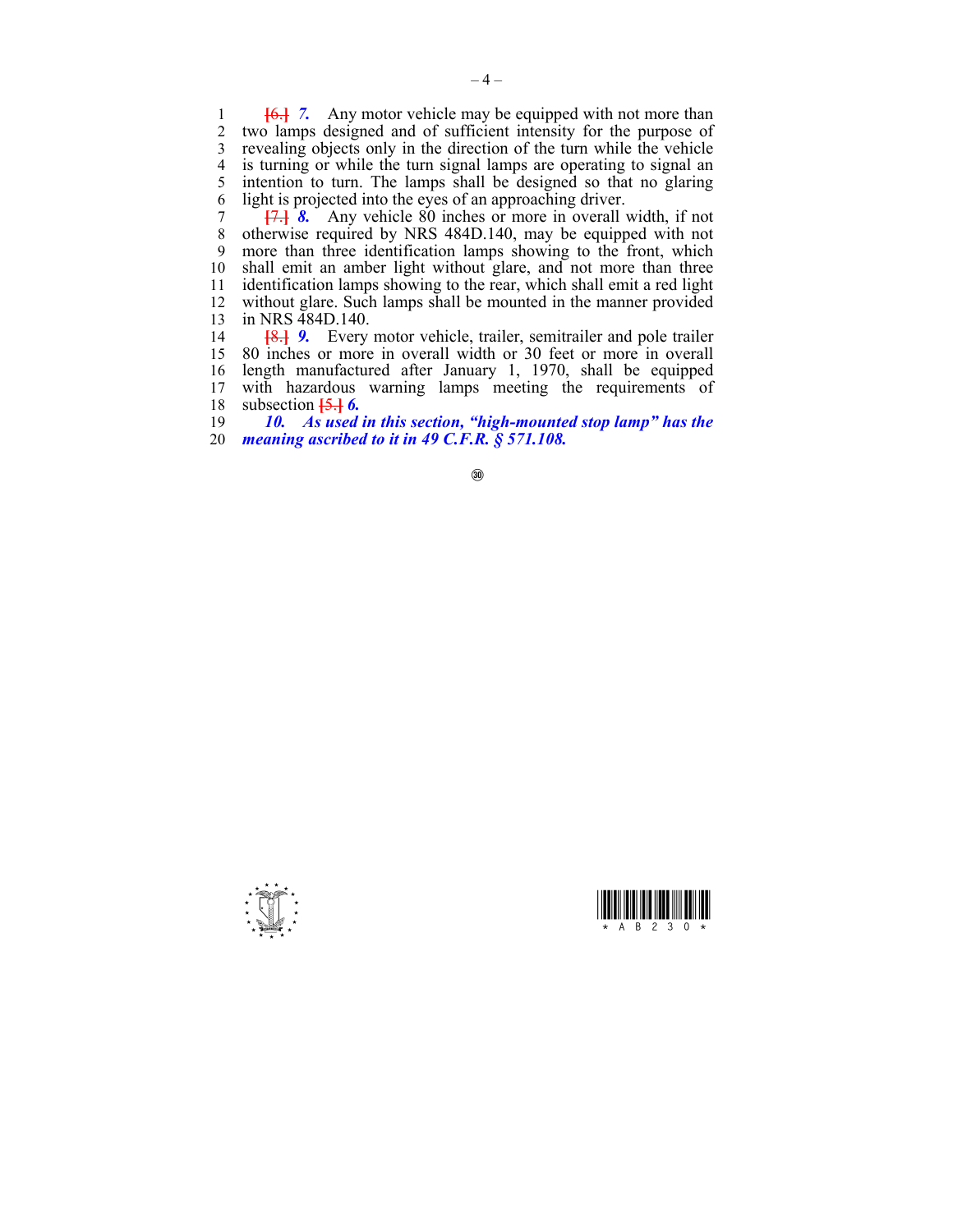[6.] *7.* Any motor vehicle may be equipped with not more than two lamps designed and of sufficient intensity for the purpose of revealing objects only in the direction of the turn while the vehicle is turning or while the turn signal lamps are operating to signal an intention to turn. The lamps shall be designed so that no glaring light is projected into the eyes of an approaching driver.

[7.] *8.* Any vehicle 80 inches or more in overall width, if not otherwise required by NRS 484D.140, may be equipped with not more than three identification lamps showing to the front, which shall emit an amber light without glare, and not more than three identification lamps showing to the rear, which shall emit a red light without glare. Such lamps shall be mounted in the manner provided in NRS 484D.140.

[8.] *9.* Every motor vehicle, trailer, semitrailer and pole trailer 80 inches or more in overall width or 30 feet or more in overall length manufactured after January 1, 1970, shall be equipped with hazardous warning lamps meeting the requirements of subsection [5.] *6.*

***10. As used in this section, "high-mounted stop lamp" has the meaning ascribed to it in 49 C.F.R. § 571.108.***